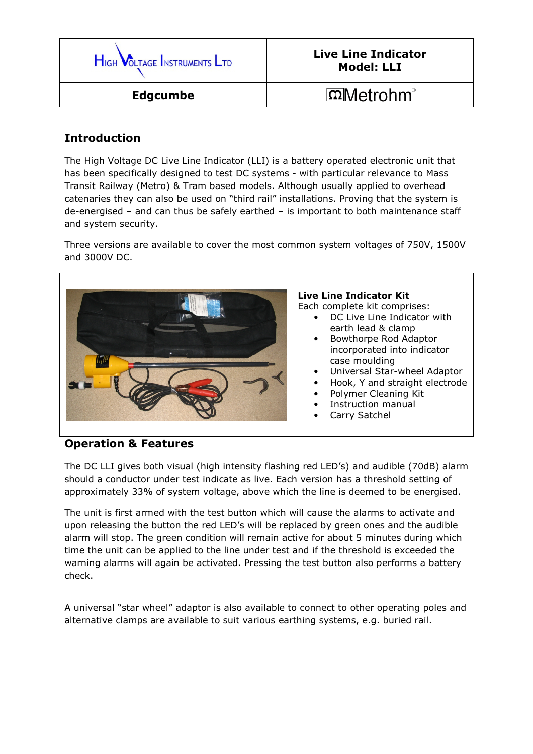| High Voltage Instruments Ltd | **Live Line Indicator Model: LLI** |
| --- | --- |
| **Edgcumbe** | Metrohm |

## Introduction

The High Voltage DC Live Line Indicator (LLI) is a battery operated electronic unit that has been specifically designed to test DC systems - with particular relevance to Mass Transit Railway (Metro) & Tram based models. Although usually applied to overhead catenaries they can also be used on "third rail" installations. Proving that the system is de-energised – and can thus be safely earthed – is important to both maintenance staff and system security.

Three versions are available to cover the most common system voltages of 750V, 1500V and 3000V DC.

**Live Line Indicator Kit**

Each complete kit comprises:

- DC Live Line Indicator with earth lead & clamp
- Bowthorpe Rod Adaptor incorporated into indicator case moulding
- Universal Star-wheel Adaptor
- Hook, Y and straight electrode
- Polymer Cleaning Kit
- Instruction manual
- Carry Satchel

## Operation & Features

The DC LLI gives both visual (high intensity flashing red LED's) and audible (70dB) alarm should a conductor under test indicate as live. Each version has a threshold setting of approximately 33% of system voltage, above which the line is deemed to be energised.

The unit is first armed with the test button which will cause the alarms to activate and upon releasing the button the red LED's will be replaced by green ones and the audible alarm will stop. The green condition will remain active for about 5 minutes during which time the unit can be applied to the line under test and if the threshold is exceeded the warning alarms will again be activated. Pressing the test button also performs a battery check.

A universal "star wheel" adaptor is also available to connect to other operating poles and alternative clamps are available to suit various earthing systems, e.g. buried rail.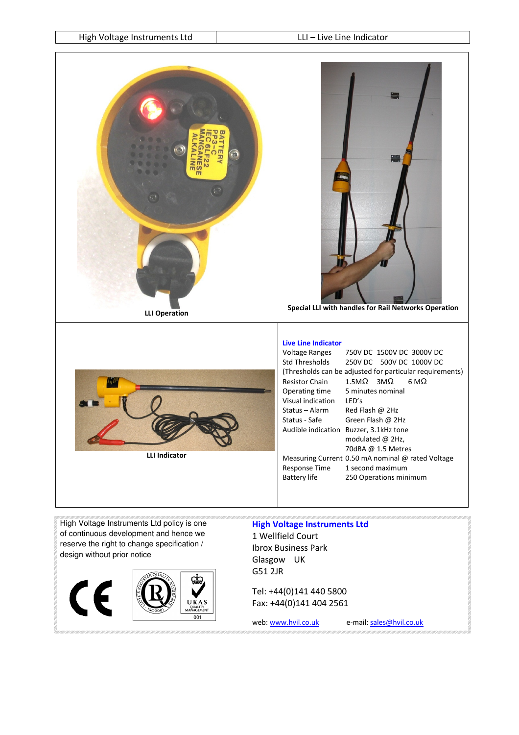LLI Operation

Special LLI with handles for Rail Networks Operation

LLI Indicator

**Live Line Indicator**

| | |
|---|---|
| Voltage Ranges | 750V DC  1500V DC  3000V DC |
| Std Thresholds | 250V DC  500V DC  1000V DC |
| (Thresholds can be adjusted for particular requirements) | |
| Resistor Chain | 1.5MΩ  3MΩ  6 MΩ |
| Operating time | 5 minutes nominal |
| Visual indication | LED's |
| Status – Alarm | Red Flash @ 2Hz |
| Status - Safe | Green Flash @ 2Hz |
| Audible indication | Buzzer, 3.1kHz tone modulated @ 2Hz, 70dBA @ 1.5 Metres |
| Measuring Current | 0.50 mA nominal @ rated Voltage |
| Response Time | 1 second maximum |
| Battery life | 250 Operations minimum |

High Voltage Instruments Ltd policy is one of continuous development and hence we reserve the right to change specification / design without prior notice

**High Voltage Instruments Ltd**
1 Wellfield Court
Ibrox Business Park
Glasgow UK
G51 2JR

Tel: +44(0)141 440 5800
Fax: +44(0)141 404 2561

web: www.hvil.co.uk e-mail: sales@hvil.co.uk